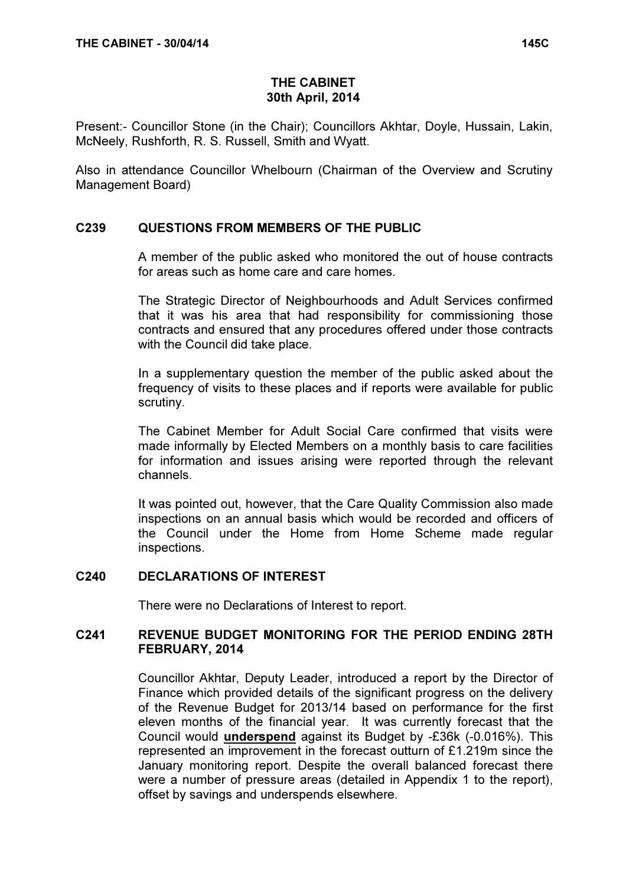# THE CABINET
## 30th April, 2014

Present:- Councillor Stone (in the Chair); Councillors Akhtar, Doyle, Hussain, Lakin, McNeely, Rushforth, R. S. Russell, Smith and Wyatt.

Also in attendance Councillor Whelbourn (Chairman of the Overview and Scrutiny Management Board)

### C239 QUESTIONS FROM MEMBERS OF THE PUBLIC

A member of the public asked who monitored the out of house contracts for areas such as home care and care homes.

The Strategic Director of Neighbourhoods and Adult Services confirmed that it was his area that had responsibility for commissioning those contracts and ensured that any procedures offered under those contracts with the Council did take place.

In a supplementary question the member of the public asked about the frequency of visits to these places and if reports were available for public scrutiny.

The Cabinet Member for Adult Social Care confirmed that visits were made informally by Elected Members on a monthly basis to care facilities for information and issues arising were reported through the relevant channels.

It was pointed out, however, that the Care Quality Commission also made inspections on an annual basis which would be recorded and officers of the Council under the Home from Home Scheme made regular inspections.

### C240 DECLARATIONS OF INTEREST

There were no Declarations of Interest to report.

### C241 REVENUE BUDGET MONITORING FOR THE PERIOD ENDING 28TH FEBRUARY, 2014

Councillor Akhtar, Deputy Leader, introduced a report by the Director of Finance which provided details of the significant progress on the delivery of the Revenue Budget for 2013/14 based on performance for the first eleven months of the financial year. It was currently forecast that the Council would **underspend** against its Budget by -£36k (-0.016%). This represented an improvement in the forecast outturn of £1.219m since the January monitoring report. Despite the overall balanced forecast there were a number of pressure areas (detailed in Appendix 1 to the report), offset by savings and underspends elsewhere.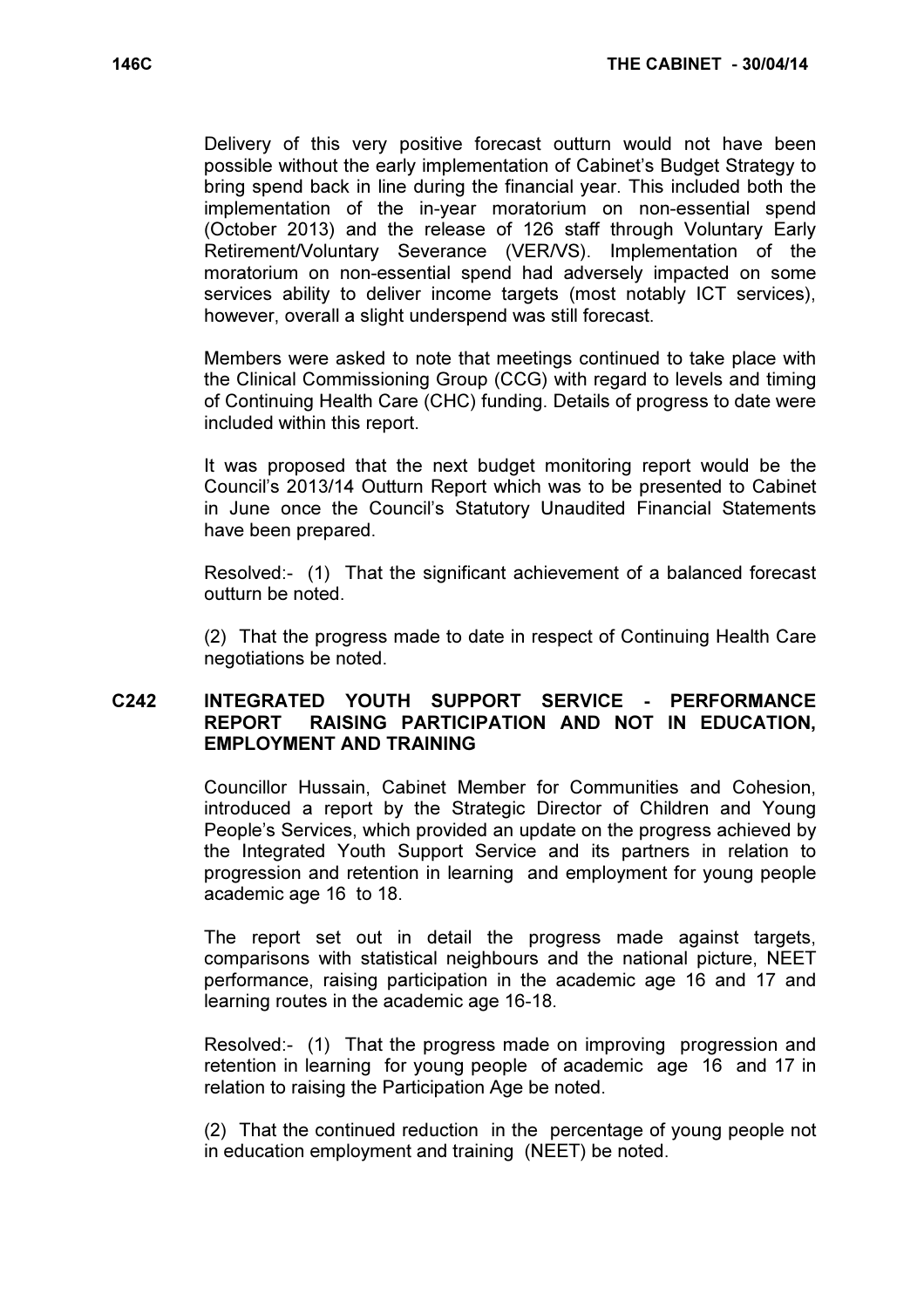Delivery of this very positive forecast outturn would not have been possible without the early implementation of Cabinet's Budget Strategy to bring spend back in line during the financial year. This included both the implementation of the in-year moratorium on non-essential spend (October 2013) and the release of 126 staff through Voluntary Early Retirement/Voluntary Severance (VER/VS). Implementation of the moratorium on non-essential spend had adversely impacted on some services ability to deliver income targets (most notably ICT services), however, overall a slight underspend was still forecast.

Members were asked to note that meetings continued to take place with the Clinical Commissioning Group (CCG) with regard to levels and timing of Continuing Health Care (CHC) funding. Details of progress to date were included within this report.

It was proposed that the next budget monitoring report would be the Council's 2013/14 Outturn Report which was to be presented to Cabinet in June once the Council's Statutory Unaudited Financial Statements have been prepared.

Resolved:- (1) That the significant achievement of a balanced forecast outturn be noted.

(2) That the progress made to date in respect of Continuing Health Care negotiations be noted.

## C242 INTEGRATED YOUTH SUPPORT SERVICE - PERFORMANCE REPORT RAISING PARTICIPATION AND NOT IN EDUCATION, EMPLOYMENT AND TRAINING

Councillor Hussain, Cabinet Member for Communities and Cohesion, introduced a report by the Strategic Director of Children and Young People's Services, which provided an update on the progress achieved by the Integrated Youth Support Service and its partners in relation to progression and retention in learning and employment for young people academic age 16 to 18.

The report set out in detail the progress made against targets, comparisons with statistical neighbours and the national picture, NEET performance, raising participation in the academic age 16 and 17 and learning routes in the academic age 16-18.

Resolved:- (1) That the progress made on improving progression and retention in learning for young people of academic age 16 and 17 in relation to raising the Participation Age be noted.

(2) That the continued reduction in the percentage of young people not in education employment and training (NEET) be noted.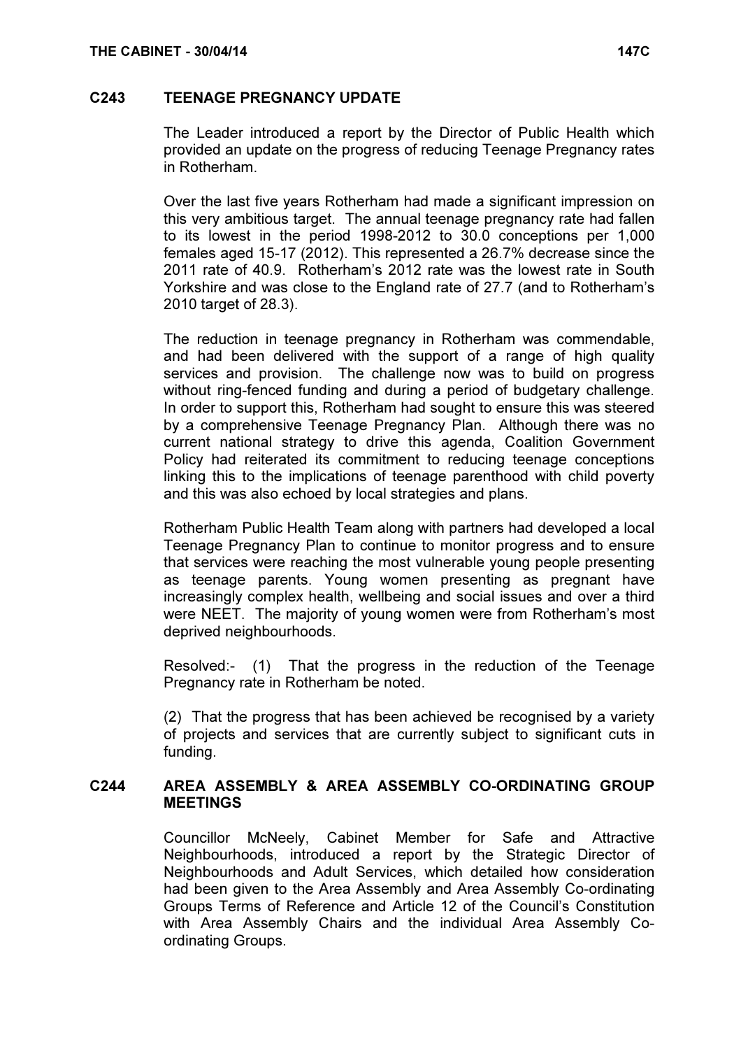## C243 TEENAGE PREGNANCY UPDATE

The Leader introduced a report by the Director of Public Health which provided an update on the progress of reducing Teenage Pregnancy rates in Rotherham.

Over the last five years Rotherham had made a significant impression on this very ambitious target. The annual teenage pregnancy rate had fallen to its lowest in the period 1998-2012 to 30.0 conceptions per 1,000 females aged 15-17 (2012). This represented a 26.7% decrease since the 2011 rate of 40.9. Rotherham's 2012 rate was the lowest rate in South Yorkshire and was close to the England rate of 27.7 (and to Rotherham's 2010 target of 28.3).

The reduction in teenage pregnancy in Rotherham was commendable, and had been delivered with the support of a range of high quality services and provision. The challenge now was to build on progress without ring-fenced funding and during a period of budgetary challenge. In order to support this, Rotherham had sought to ensure this was steered by a comprehensive Teenage Pregnancy Plan. Although there was no current national strategy to drive this agenda, Coalition Government Policy had reiterated its commitment to reducing teenage conceptions linking this to the implications of teenage parenthood with child poverty and this was also echoed by local strategies and plans.

Rotherham Public Health Team along with partners had developed a local Teenage Pregnancy Plan to continue to monitor progress and to ensure that services were reaching the most vulnerable young people presenting as teenage parents. Young women presenting as pregnant have increasingly complex health, wellbeing and social issues and over a third were NEET. The majority of young women were from Rotherham's most deprived neighbourhoods.

Resolved:- (1) That the progress in the reduction of the Teenage Pregnancy rate in Rotherham be noted.

(2) That the progress that has been achieved be recognised by a variety of projects and services that are currently subject to significant cuts in funding.

## C244 AREA ASSEMBLY & AREA ASSEMBLY CO-ORDINATING GROUP MEETINGS

Councillor McNeely, Cabinet Member for Safe and Attractive Neighbourhoods, introduced a report by the Strategic Director of Neighbourhoods and Adult Services, which detailed how consideration had been given to the Area Assembly and Area Assembly Co-ordinating Groups Terms of Reference and Article 12 of the Council's Constitution with Area Assembly Chairs and the individual Area Assembly Co-ordinating Groups.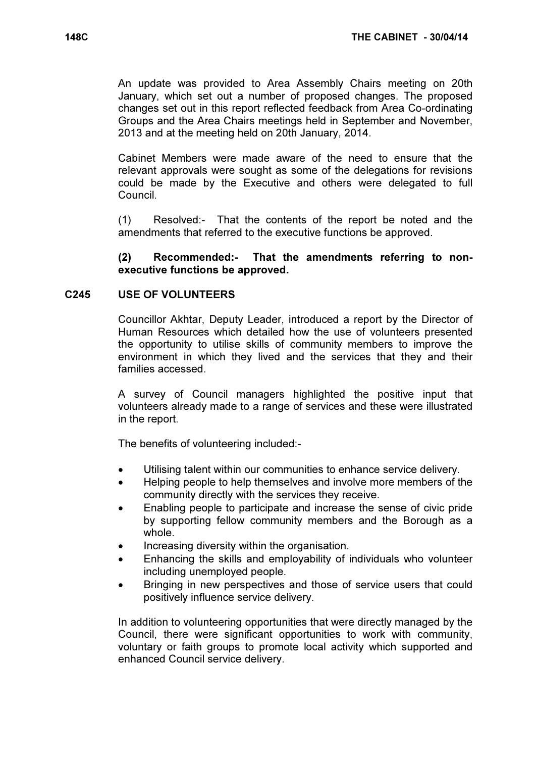An update was provided to Area Assembly Chairs meeting on 20th January, which set out a number of proposed changes. The proposed changes set out in this report reflected feedback from Area Co-ordinating Groups and the Area Chairs meetings held in September and November, 2013 and at the meeting held on 20th January, 2014.

Cabinet Members were made aware of the need to ensure that the relevant approvals were sought as some of the delegations for revisions could be made by the Executive and others were delegated to full Council.

(1) Resolved:- That the contents of the report be noted and the amendments that referred to the executive functions be approved.

**(2) Recommended:- That the amendments referring to non-executive functions be approved.**

## C245 USE OF VOLUNTEERS

Councillor Akhtar, Deputy Leader, introduced a report by the Director of Human Resources which detailed how the use of volunteers presented the opportunity to utilise skills of community members to improve the environment in which they lived and the services that they and their families accessed.

A survey of Council managers highlighted the positive input that volunteers already made to a range of services and these were illustrated in the report.

The benefits of volunteering included:-

- Utilising talent within our communities to enhance service delivery.
- Helping people to help themselves and involve more members of the community directly with the services they receive.
- Enabling people to participate and increase the sense of civic pride by supporting fellow community members and the Borough as a whole.
- Increasing diversity within the organisation.
- Enhancing the skills and employability of individuals who volunteer including unemployed people.
- Bringing in new perspectives and those of service users that could positively influence service delivery.

In addition to volunteering opportunities that were directly managed by the Council, there were significant opportunities to work with community, voluntary or faith groups to promote local activity which supported and enhanced Council service delivery.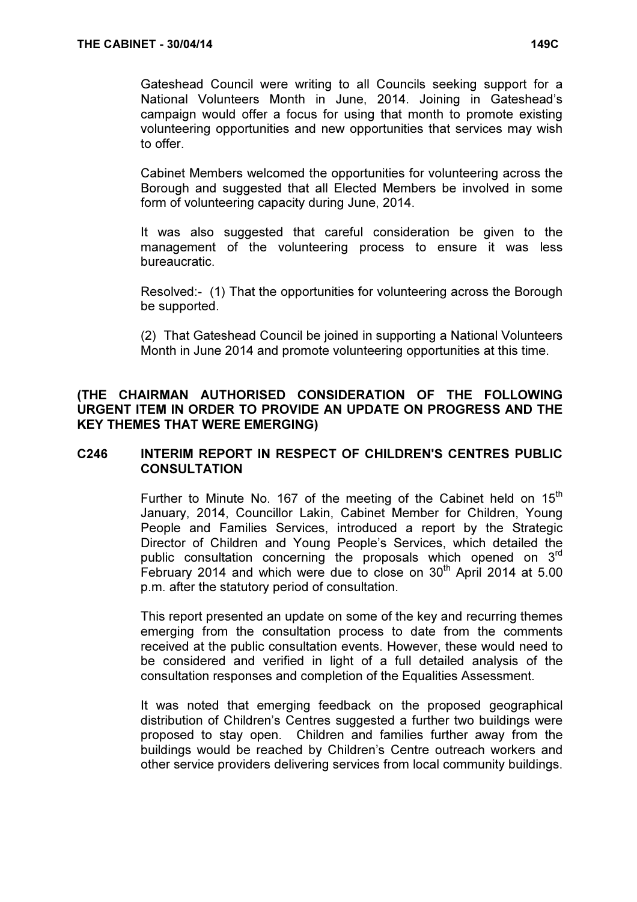Gateshead Council were writing to all Councils seeking support for a National Volunteers Month in June, 2014. Joining in Gateshead's campaign would offer a focus for using that month to promote existing volunteering opportunities and new opportunities that services may wish to offer.

Cabinet Members welcomed the opportunities for volunteering across the Borough and suggested that all Elected Members be involved in some form of volunteering capacity during June, 2014.

It was also suggested that careful consideration be given to the management of the volunteering process to ensure it was less bureaucratic.

Resolved:- (1) That the opportunities for volunteering across the Borough be supported.

(2) That Gateshead Council be joined in supporting a National Volunteers Month in June 2014 and promote volunteering opportunities at this time.

**(THE CHAIRMAN AUTHORISED CONSIDERATION OF THE FOLLOWING URGENT ITEM IN ORDER TO PROVIDE AN UPDATE ON PROGRESS AND THE KEY THEMES THAT WERE EMERGING)**

**C246 INTERIM REPORT IN RESPECT OF CHILDREN'S CENTRES PUBLIC CONSULTATION**

Further to Minute No. 167 of the meeting of the Cabinet held on 15th January, 2014, Councillor Lakin, Cabinet Member for Children, Young People and Families Services, introduced a report by the Strategic Director of Children and Young People's Services, which detailed the public consultation concerning the proposals which opened on 3rd February 2014 and which were due to close on 30th April 2014 at 5.00 p.m. after the statutory period of consultation.

This report presented an update on some of the key and recurring themes emerging from the consultation process to date from the comments received at the public consultation events. However, these would need to be considered and verified in light of a full detailed analysis of the consultation responses and completion of the Equalities Assessment.

It was noted that emerging feedback on the proposed geographical distribution of Children's Centres suggested a further two buildings were proposed to stay open. Children and families further away from the buildings would be reached by Children's Centre outreach workers and other service providers delivering services from local community buildings.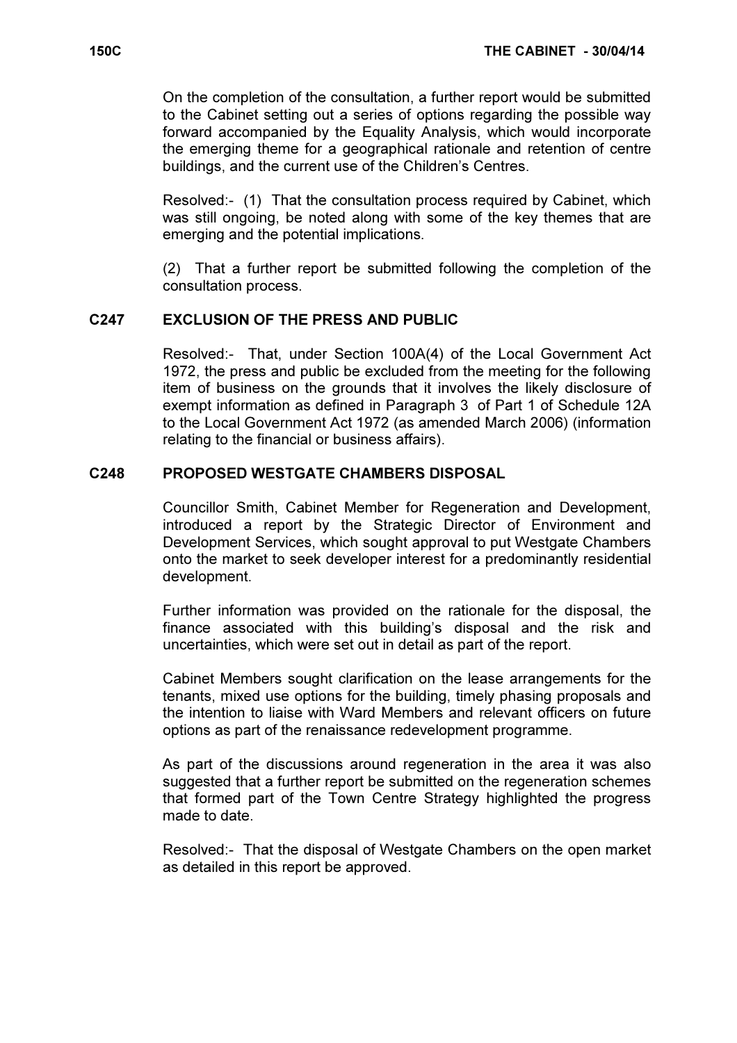On the completion of the consultation, a further report would be submitted to the Cabinet setting out a series of options regarding the possible way forward accompanied by the Equality Analysis, which would incorporate the emerging theme for a geographical rationale and retention of centre buildings, and the current use of the Children's Centres.

Resolved:- (1) That the consultation process required by Cabinet, which was still ongoing, be noted along with some of the key themes that are emerging and the potential implications.

(2) That a further report be submitted following the completion of the consultation process.

## C247 EXCLUSION OF THE PRESS AND PUBLIC

Resolved:- That, under Section 100A(4) of the Local Government Act 1972, the press and public be excluded from the meeting for the following item of business on the grounds that it involves the likely disclosure of exempt information as defined in Paragraph 3 of Part 1 of Schedule 12A to the Local Government Act 1972 (as amended March 2006) (information relating to the financial or business affairs).

## C248 PROPOSED WESTGATE CHAMBERS DISPOSAL

Councillor Smith, Cabinet Member for Regeneration and Development, introduced a report by the Strategic Director of Environment and Development Services, which sought approval to put Westgate Chambers onto the market to seek developer interest for a predominantly residential development.

Further information was provided on the rationale for the disposal, the finance associated with this building's disposal and the risk and uncertainties, which were set out in detail as part of the report.

Cabinet Members sought clarification on the lease arrangements for the tenants, mixed use options for the building, timely phasing proposals and the intention to liaise with Ward Members and relevant officers on future options as part of the renaissance redevelopment programme.

As part of the discussions around regeneration in the area it was also suggested that a further report be submitted on the regeneration schemes that formed part of the Town Centre Strategy highlighted the progress made to date.

Resolved:- That the disposal of Westgate Chambers on the open market as detailed in this report be approved.